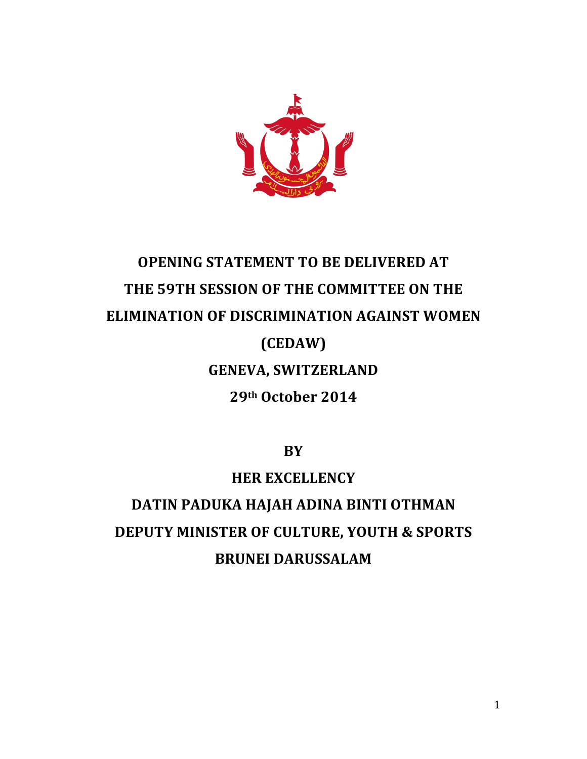# OPENING STATEMENT TO BE DELIVERED AT THE 59TH SESSION OF THE COMMITTEE ON THE ELIMINATION OF DISCRIMINATION AGAINST WOMEN (CEDAW)

**GENEVA, SWITZERLAND**

**29th October 2014**

**BY**

**HER EXCELLENCY**

**DATIN PADUKA HAJAH ADINA BINTI OTHMAN**

**DEPUTY MINISTER OF CULTURE, YOUTH & SPORTS**

**BRUNEI DARUSSALAM**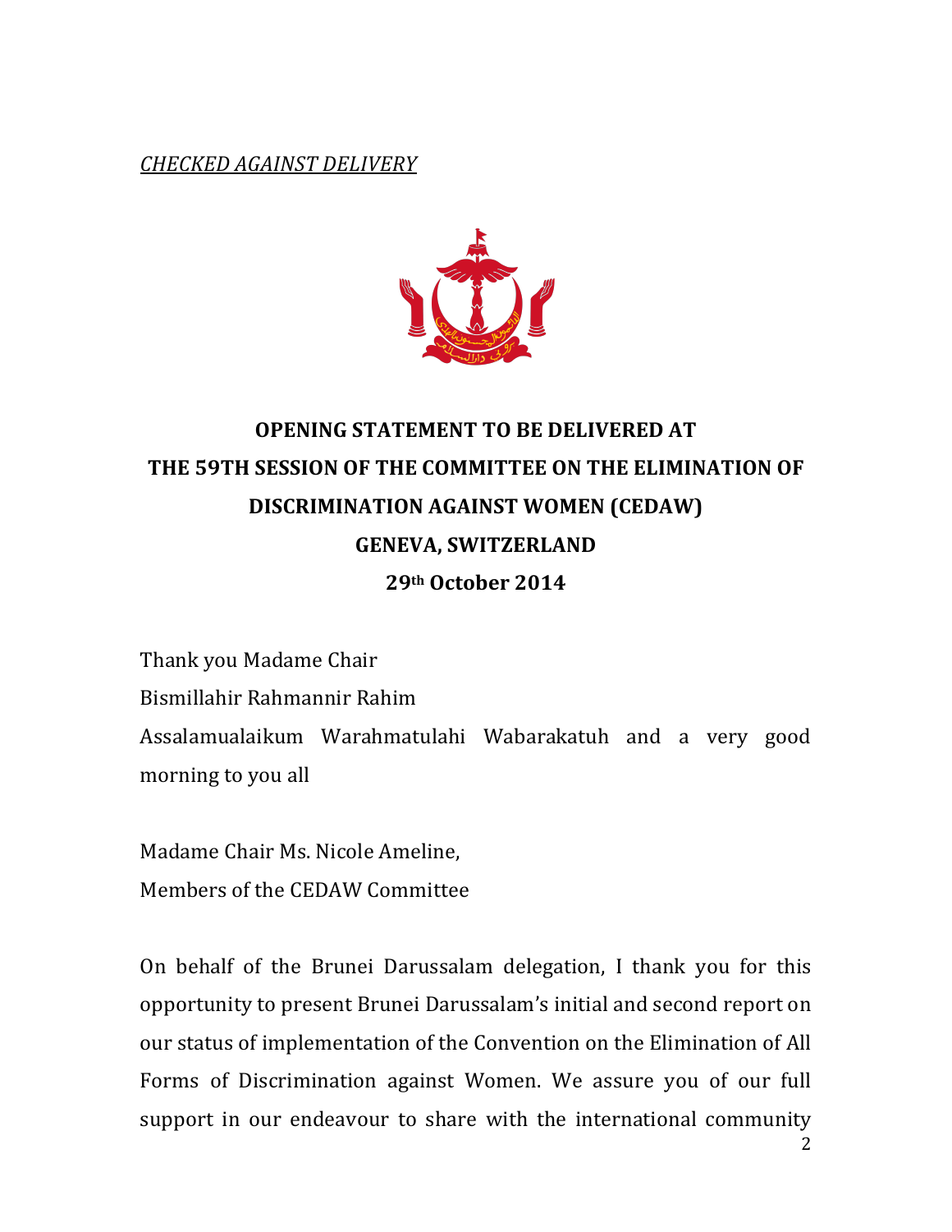*CHECKED AGAINST DELIVERY*

**OPENING STATEMENT TO BE DELIVERED AT THE 59TH SESSION OF THE COMMITTEE ON THE ELIMINATION OF DISCRIMINATION AGAINST WOMEN (CEDAW)**

**GENEVA, SWITZERLAND**

**29th October 2014**

Thank you Madame Chair

Bismillahir Rahmannir Rahim

Assalamualaikum Warahmatulahi Wabarakatuh and a very good morning to you all

Madame Chair Ms. Nicole Ameline,

Members of the CEDAW Committee

On behalf of the Brunei Darussalam delegation, I thank you for this opportunity to present Brunei Darussalam's initial and second report on our status of implementation of the Convention on the Elimination of All Forms of Discrimination against Women. We assure you of our full support in our endeavour to share with the international community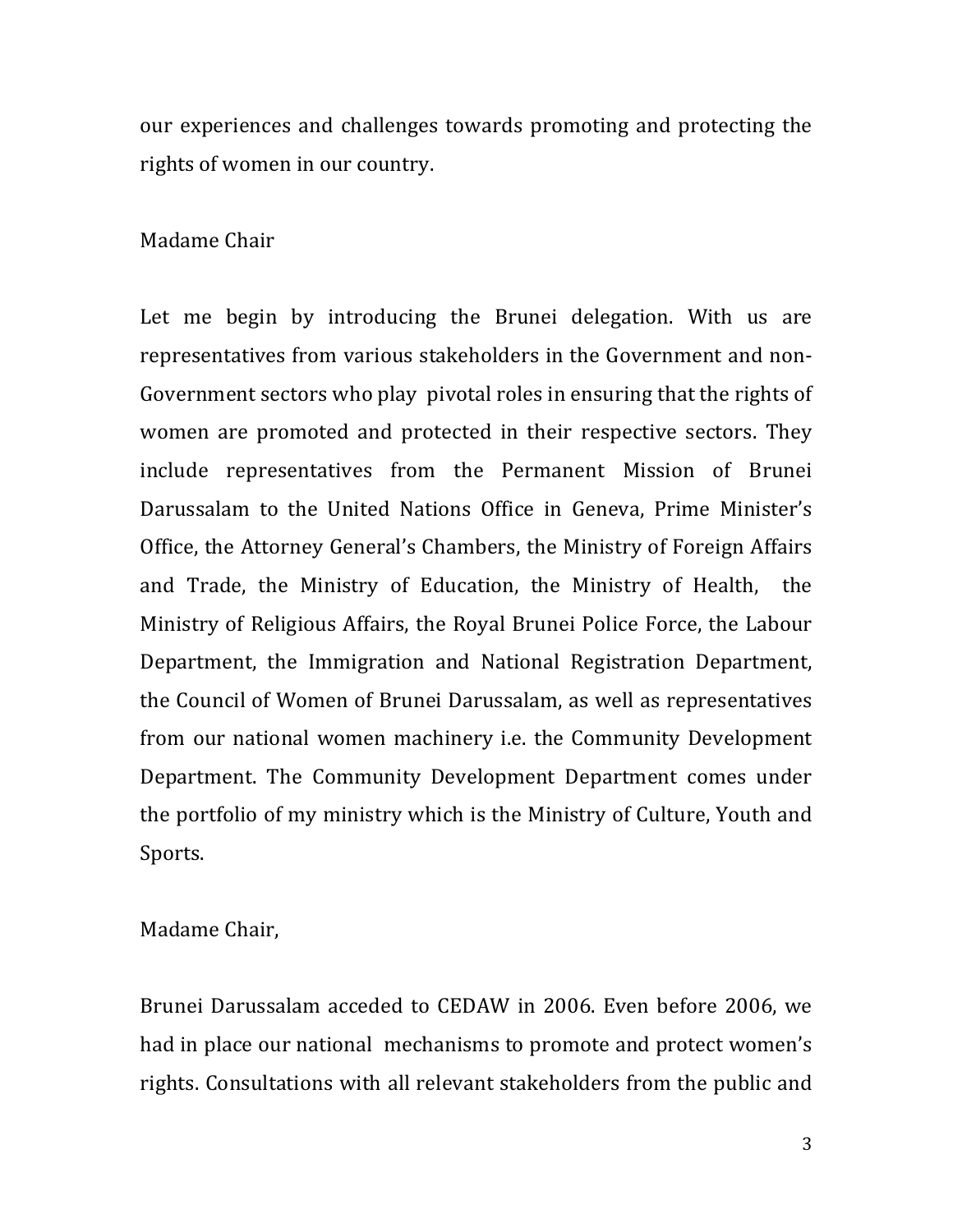our experiences and challenges towards promoting and protecting the rights of women in our country.

Madame Chair

Let me begin by introducing the Brunei delegation. With us are representatives from various stakeholders in the Government and non-Government sectors who play pivotal roles in ensuring that the rights of women are promoted and protected in their respective sectors. They include representatives from the Permanent Mission of Brunei Darussalam to the United Nations Office in Geneva, Prime Minister's Office, the Attorney General's Chambers, the Ministry of Foreign Affairs and Trade, the Ministry of Education, the Ministry of Health, the Ministry of Religious Affairs, the Royal Brunei Police Force, the Labour Department, the Immigration and National Registration Department, the Council of Women of Brunei Darussalam, as well as representatives from our national women machinery i.e. the Community Development Department. The Community Development Department comes under the portfolio of my ministry which is the Ministry of Culture, Youth and Sports.

Madame Chair,

Brunei Darussalam acceded to CEDAW in 2006. Even before 2006, we had in place our national mechanisms to promote and protect women's rights. Consultations with all relevant stakeholders from the public and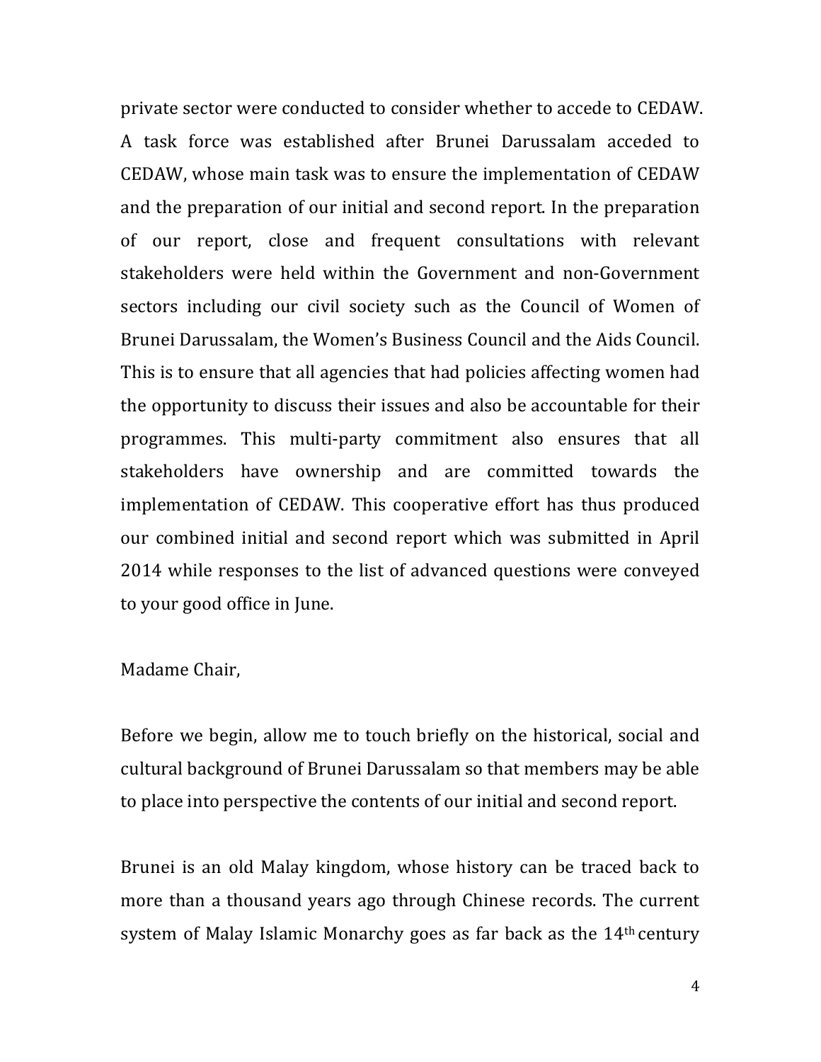private sector were conducted to consider whether to accede to CEDAW. A task force was established after Brunei Darussalam acceded to CEDAW, whose main task was to ensure the implementation of CEDAW and the preparation of our initial and second report. In the preparation of our report, close and frequent consultations with relevant stakeholders were held within the Government and non-Government sectors including our civil society such as the Council of Women of Brunei Darussalam, the Women's Business Council and the Aids Council. This is to ensure that all agencies that had policies affecting women had the opportunity to discuss their issues and also be accountable for their programmes. This multi-party commitment also ensures that all stakeholders have ownership and are committed towards the implementation of CEDAW. This cooperative effort has thus produced our combined initial and second report which was submitted in April 2014 while responses to the list of advanced questions were conveyed to your good office in June.

Madame Chair,

Before we begin, allow me to touch briefly on the historical, social and cultural background of Brunei Darussalam so that members may be able to place into perspective the contents of our initial and second report.

Brunei is an old Malay kingdom, whose history can be traced back to more than a thousand years ago through Chinese records. The current system of Malay Islamic Monarchy goes as far back as the 14th century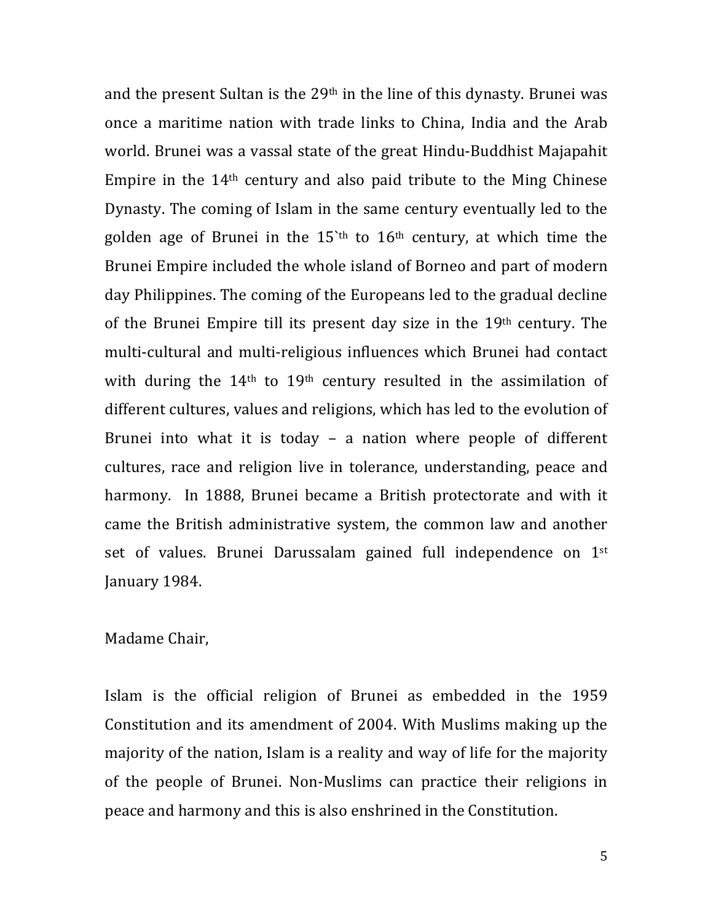and the present Sultan is the 29th in the line of this dynasty. Brunei was once a maritime nation with trade links to China, India and the Arab world. Brunei was a vassal state of the great Hindu-Buddhist Majapahit Empire in the 14th century and also paid tribute to the Ming Chinese Dynasty. The coming of Islam in the same century eventually led to the golden age of Brunei in the 15`th to 16th century, at which time the Brunei Empire included the whole island of Borneo and part of modern day Philippines. The coming of the Europeans led to the gradual decline of the Brunei Empire till its present day size in the 19th century. The multi-cultural and multi-religious influences which Brunei had contact with during the 14th to 19th century resulted in the assimilation of different cultures, values and religions, which has led to the evolution of Brunei into what it is today – a nation where people of different cultures, race and religion live in tolerance, understanding, peace and harmony. In 1888, Brunei became a British protectorate and with it came the British administrative system, the common law and another set of values. Brunei Darussalam gained full independence on 1st January 1984.

Madame Chair,

Islam is the official religion of Brunei as embedded in the 1959 Constitution and its amendment of 2004. With Muslims making up the majority of the nation, Islam is a reality and way of life for the majority of the people of Brunei. Non-Muslims can practice their religions in peace and harmony and this is also enshrined in the Constitution.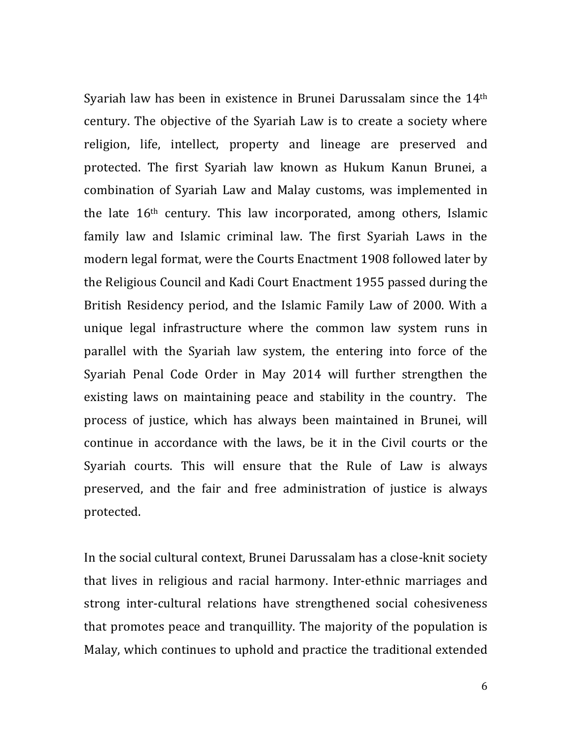Syariah law has been in existence in Brunei Darussalam since the 14th century. The objective of the Syariah Law is to create a society where religion, life, intellect, property and lineage are preserved and protected. The first Syariah law known as Hukum Kanun Brunei, a combination of Syariah Law and Malay customs, was implemented in the late 16th century. This law incorporated, among others, Islamic family law and Islamic criminal law. The first Syariah Laws in the modern legal format, were the Courts Enactment 1908 followed later by the Religious Council and Kadi Court Enactment 1955 passed during the British Residency period, and the Islamic Family Law of 2000. With a unique legal infrastructure where the common law system runs in parallel with the Syariah law system, the entering into force of the Syariah Penal Code Order in May 2014 will further strengthen the existing laws on maintaining peace and stability in the country. The process of justice, which has always been maintained in Brunei, will continue in accordance with the laws, be it in the Civil courts or the Syariah courts. This will ensure that the Rule of Law is always preserved, and the fair and free administration of justice is always protected.

In the social cultural context, Brunei Darussalam has a close-knit society that lives in religious and racial harmony. Inter-ethnic marriages and strong inter-cultural relations have strengthened social cohesiveness that promotes peace and tranquillity. The majority of the population is Malay, which continues to uphold and practice the traditional extended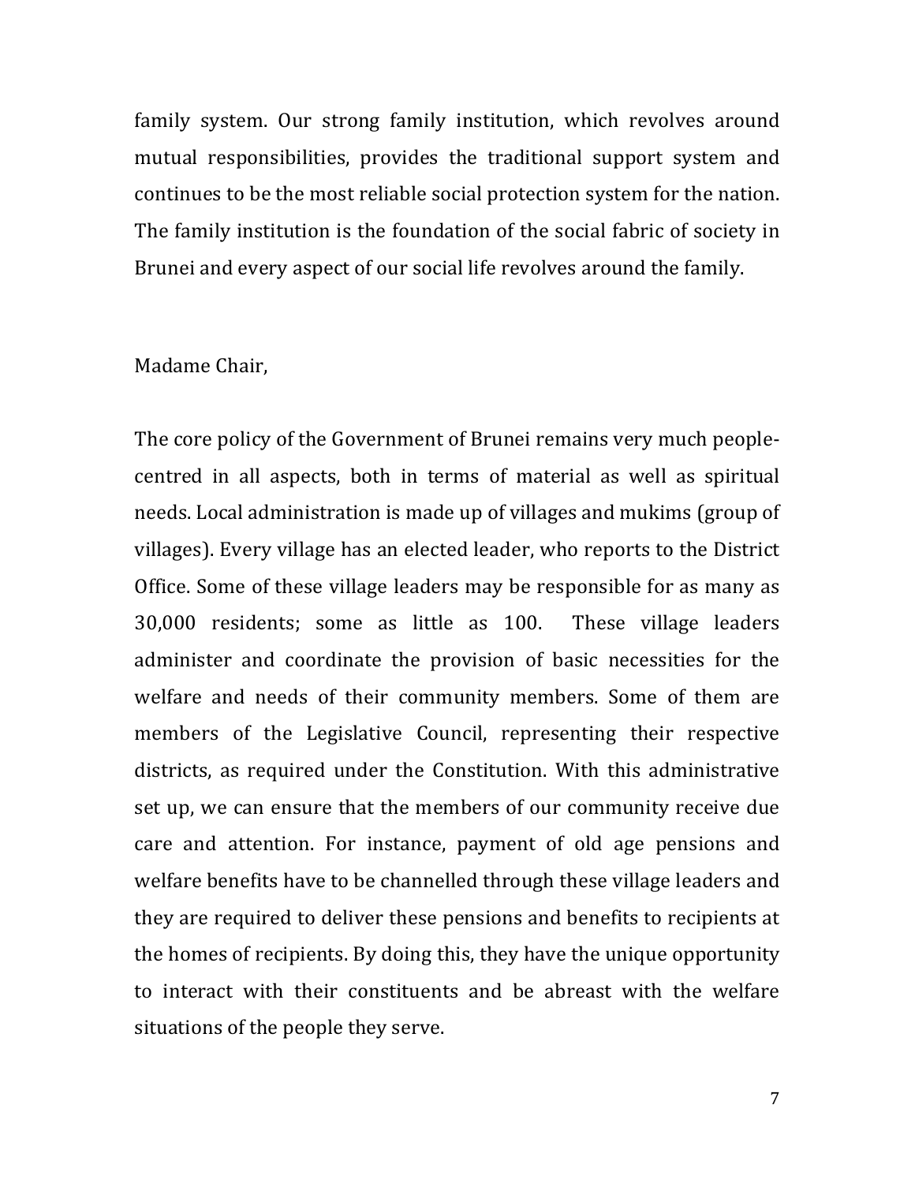family system. Our strong family institution, which revolves around mutual responsibilities, provides the traditional support system and continues to be the most reliable social protection system for the nation. The family institution is the foundation of the social fabric of society in Brunei and every aspect of our social life revolves around the family.

Madame Chair,

The core policy of the Government of Brunei remains very much people-centred in all aspects, both in terms of material as well as spiritual needs. Local administration is made up of villages and mukims (group of villages). Every village has an elected leader, who reports to the District Office. Some of these village leaders may be responsible for as many as 30,000 residents; some as little as 100. These village leaders administer and coordinate the provision of basic necessities for the welfare and needs of their community members. Some of them are members of the Legislative Council, representing their respective districts, as required under the Constitution. With this administrative set up, we can ensure that the members of our community receive due care and attention. For instance, payment of old age pensions and welfare benefits have to be channelled through these village leaders and they are required to deliver these pensions and benefits to recipients at the homes of recipients. By doing this, they have the unique opportunity to interact with their constituents and be abreast with the welfare situations of the people they serve.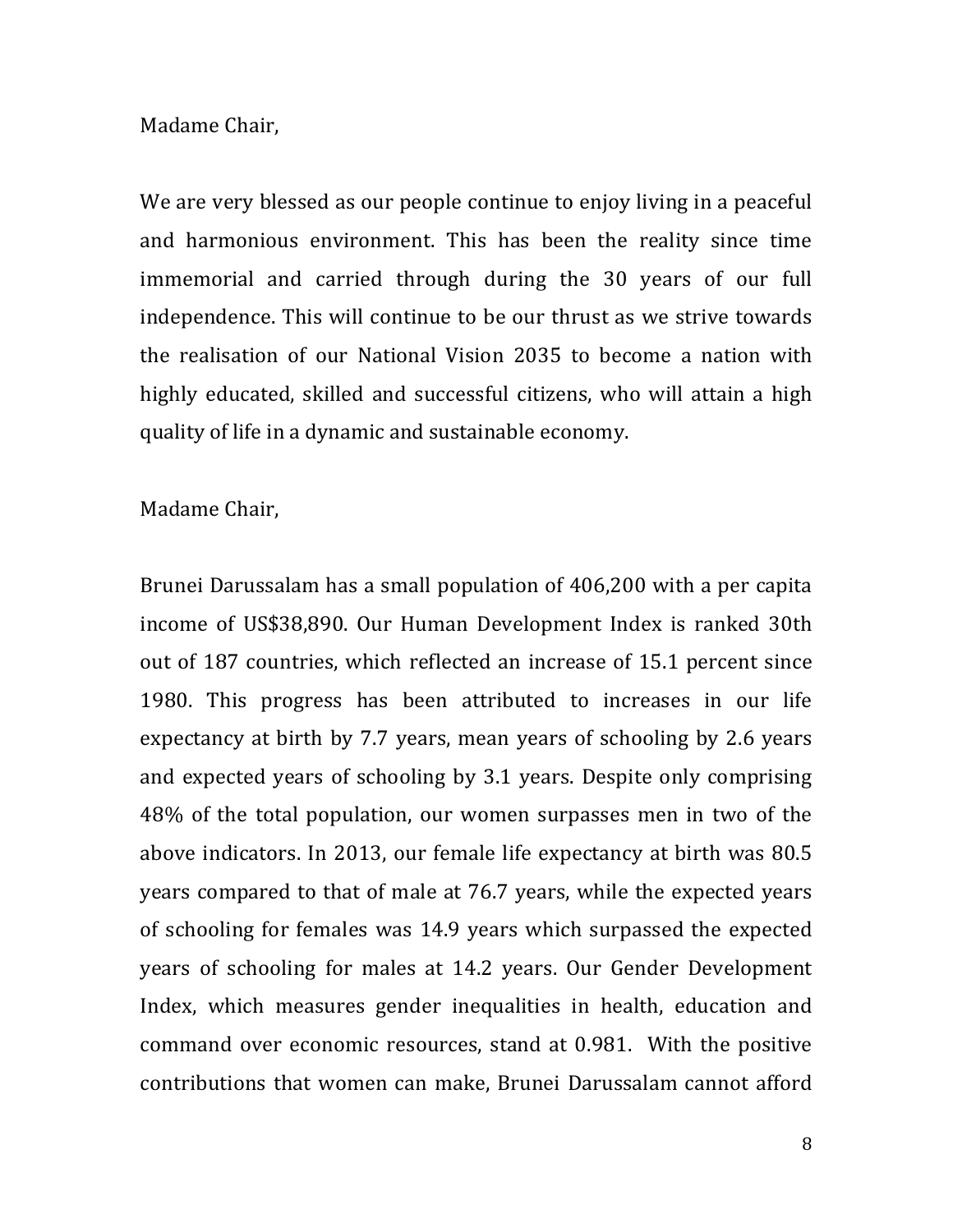Madame Chair,

We are very blessed as our people continue to enjoy living in a peaceful and harmonious environment. This has been the reality since time immemorial and carried through during the 30 years of our full independence. This will continue to be our thrust as we strive towards the realisation of our National Vision 2035 to become a nation with highly educated, skilled and successful citizens, who will attain a high quality of life in a dynamic and sustainable economy.

Madame Chair,

Brunei Darussalam has a small population of 406,200 with a per capita income of US$38,890. Our Human Development Index is ranked 30th out of 187 countries, which reflected an increase of 15.1 percent since 1980. This progress has been attributed to increases in our life expectancy at birth by 7.7 years, mean years of schooling by 2.6 years and expected years of schooling by 3.1 years. Despite only comprising 48% of the total population, our women surpasses men in two of the above indicators. In 2013, our female life expectancy at birth was 80.5 years compared to that of male at 76.7 years, while the expected years of schooling for females was 14.9 years which surpassed the expected years of schooling for males at 14.2 years. Our Gender Development Index, which measures gender inequalities in health, education and command over economic resources, stand at 0.981. With the positive contributions that women can make, Brunei Darussalam cannot afford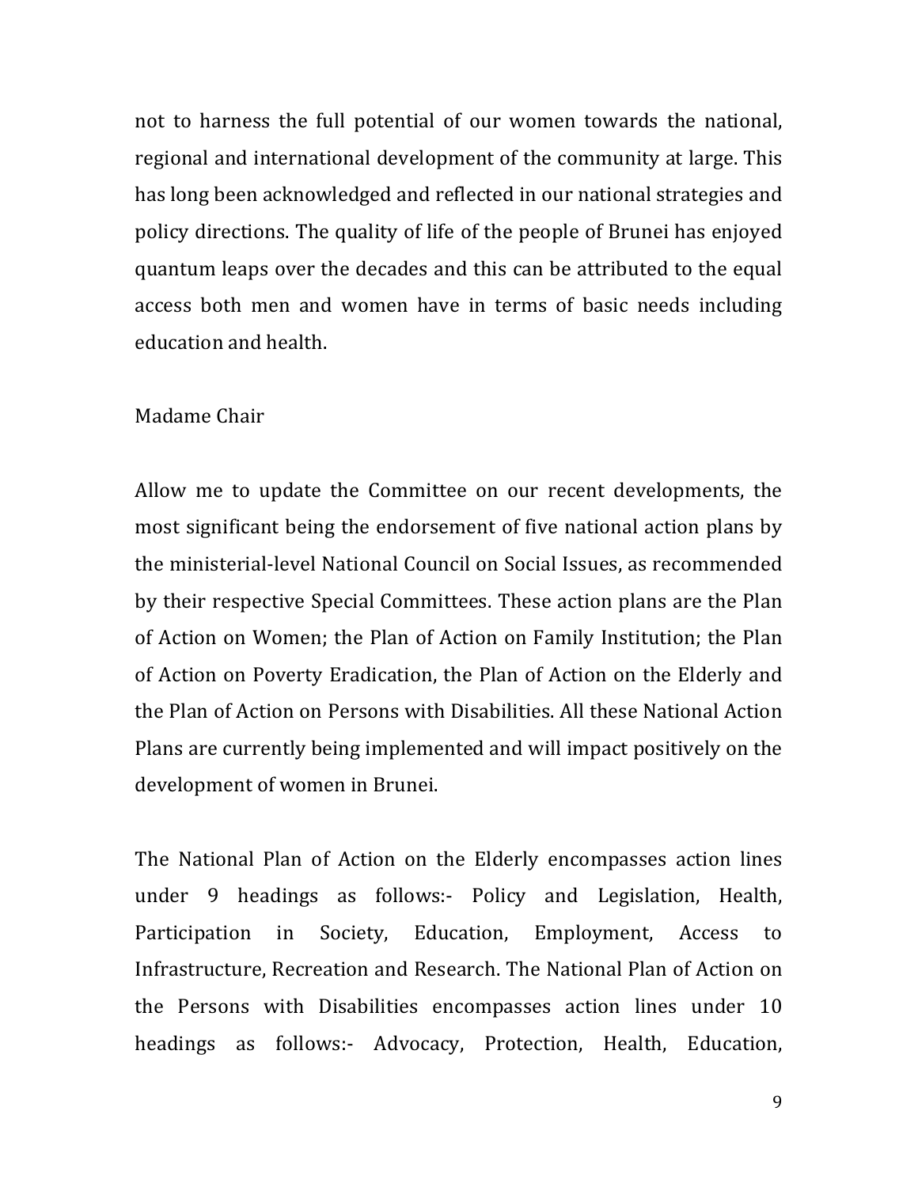not to harness the full potential of our women towards the national, regional and international development of the community at large. This has long been acknowledged and reflected in our national strategies and policy directions. The quality of life of the people of Brunei has enjoyed quantum leaps over the decades and this can be attributed to the equal access both men and women have in terms of basic needs including education and health.

Madame Chair

Allow me to update the Committee on our recent developments, the most significant being the endorsement of five national action plans by the ministerial-level National Council on Social Issues, as recommended by their respective Special Committees. These action plans are the Plan of Action on Women; the Plan of Action on Family Institution; the Plan of Action on Poverty Eradication, the Plan of Action on the Elderly and the Plan of Action on Persons with Disabilities. All these National Action Plans are currently being implemented and will impact positively on the development of women in Brunei.

The National Plan of Action on the Elderly encompasses action lines under 9 headings as follows:- Policy and Legislation, Health, Participation in Society, Education, Employment, Access to Infrastructure, Recreation and Research. The National Plan of Action on the Persons with Disabilities encompasses action lines under 10 headings as follows:- Advocacy, Protection, Health, Education,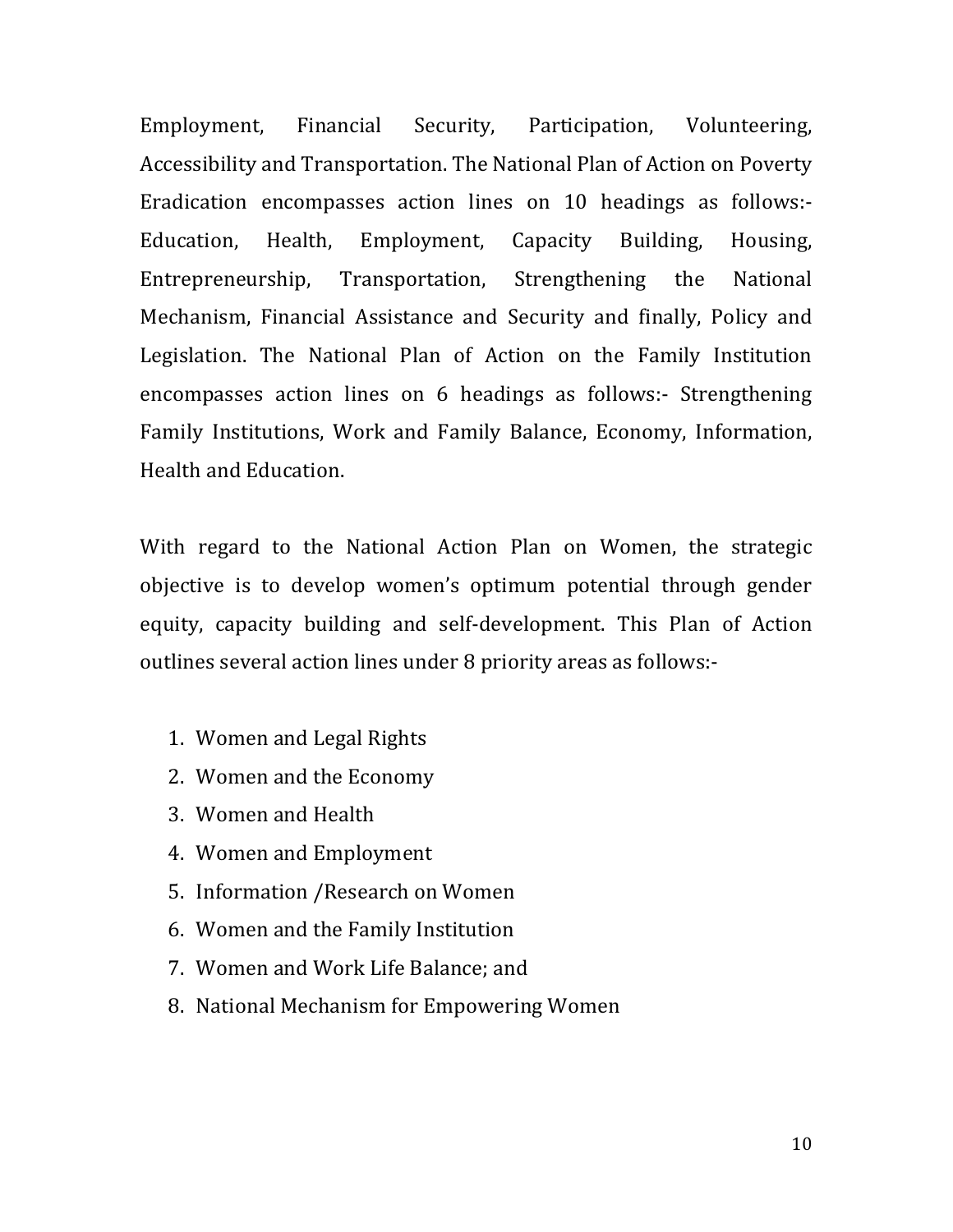Employment, Financial Security, Participation, Volunteering, Accessibility and Transportation. The National Plan of Action on Poverty Eradication encompasses action lines on 10 headings as follows:- Education, Health, Employment, Capacity Building, Housing, Entrepreneurship, Transportation, Strengthening the National Mechanism, Financial Assistance and Security and finally, Policy and Legislation. The National Plan of Action on the Family Institution encompasses action lines on 6 headings as follows:- Strengthening Family Institutions, Work and Family Balance, Economy, Information, Health and Education.

With regard to the National Action Plan on Women, the strategic objective is to develop women's optimum potential through gender equity, capacity building and self-development. This Plan of Action outlines several action lines under 8 priority areas as follows:-

1. Women and Legal Rights
2. Women and the Economy
3. Women and Health
4. Women and Employment
5. Information /Research on Women
6. Women and the Family Institution
7. Women and Work Life Balance; and
8. National Mechanism for Empowering Women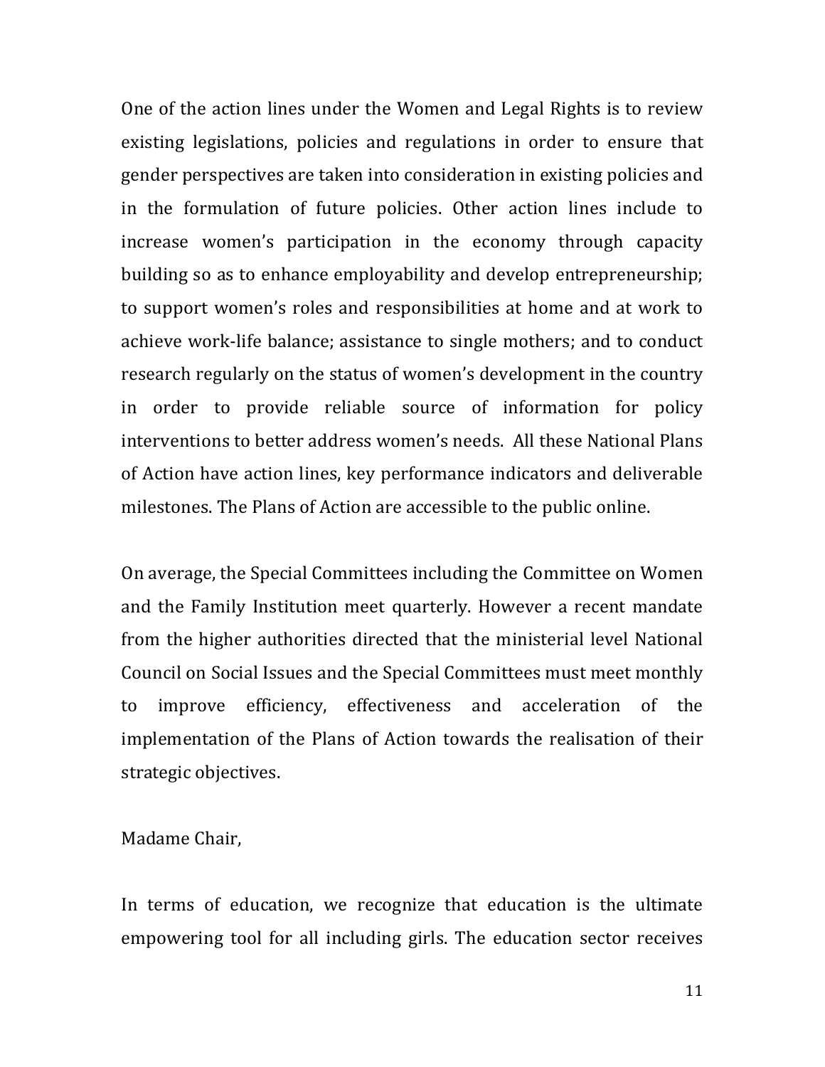One of the action lines under the Women and Legal Rights is to review existing legislations, policies and regulations in order to ensure that gender perspectives are taken into consideration in existing policies and in the formulation of future policies. Other action lines include to increase women's participation in the economy through capacity building so as to enhance employability and develop entrepreneurship; to support women's roles and responsibilities at home and at work to achieve work-life balance; assistance to single mothers; and to conduct research regularly on the status of women's development in the country in order to provide reliable source of information for policy interventions to better address women's needs. All these National Plans of Action have action lines, key performance indicators and deliverable milestones. The Plans of Action are accessible to the public online.

On average, the Special Committees including the Committee on Women and the Family Institution meet quarterly. However a recent mandate from the higher authorities directed that the ministerial level National Council on Social Issues and the Special Committees must meet monthly to improve efficiency, effectiveness and acceleration of the implementation of the Plans of Action towards the realisation of their strategic objectives.

Madame Chair,

In terms of education, we recognize that education is the ultimate empowering tool for all including girls. The education sector receives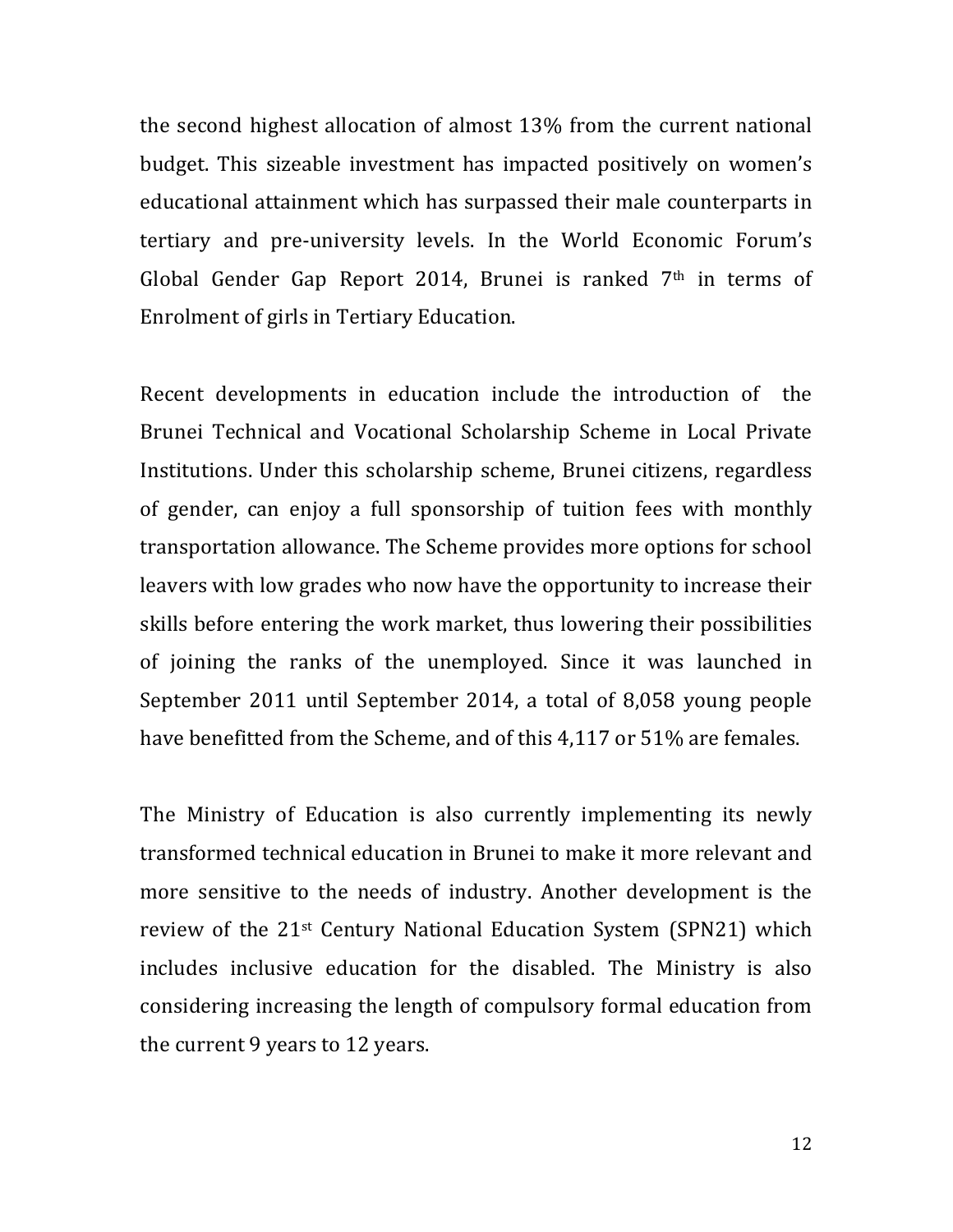the second highest allocation of almost 13% from the current national budget. This sizeable investment has impacted positively on women's educational attainment which has surpassed their male counterparts in tertiary and pre-university levels. In the World Economic Forum's Global Gender Gap Report 2014, Brunei is ranked 7th in terms of Enrolment of girls in Tertiary Education.

Recent developments in education include the introduction of the Brunei Technical and Vocational Scholarship Scheme in Local Private Institutions. Under this scholarship scheme, Brunei citizens, regardless of gender, can enjoy a full sponsorship of tuition fees with monthly transportation allowance. The Scheme provides more options for school leavers with low grades who now have the opportunity to increase their skills before entering the work market, thus lowering their possibilities of joining the ranks of the unemployed. Since it was launched in September 2011 until September 2014, a total of 8,058 young people have benefitted from the Scheme, and of this 4,117 or 51% are females.

The Ministry of Education is also currently implementing its newly transformed technical education in Brunei to make it more relevant and more sensitive to the needs of industry. Another development is the review of the 21st Century National Education System (SPN21) which includes inclusive education for the disabled. The Ministry is also considering increasing the length of compulsory formal education from the current 9 years to 12 years.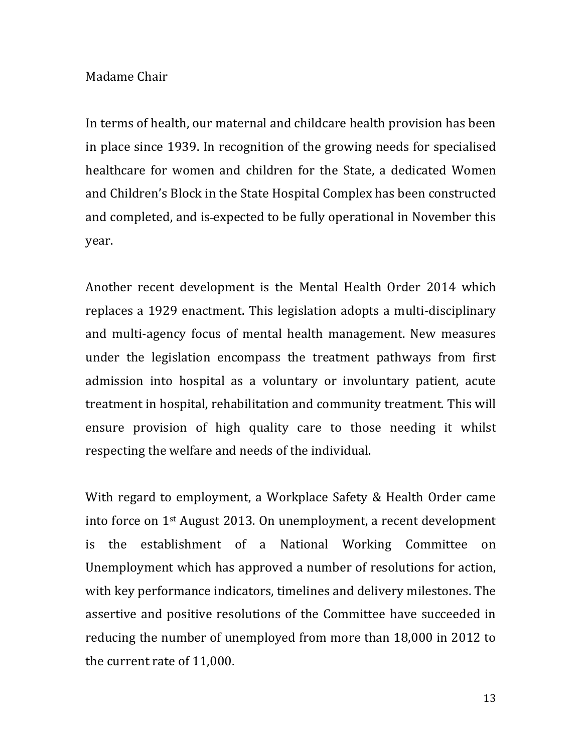Madame Chair

In terms of health, our maternal and childcare health provision has been in place since 1939. In recognition of the growing needs for specialised healthcare for women and children for the State, a dedicated Women and Children's Block in the State Hospital Complex has been constructed and completed, and is expected to be fully operational in November this year.

Another recent development is the Mental Health Order 2014 which replaces a 1929 enactment. This legislation adopts a multi-disciplinary and multi-agency focus of mental health management. New measures under the legislation encompass the treatment pathways from first admission into hospital as a voluntary or involuntary patient, acute treatment in hospital, rehabilitation and community treatment. This will ensure provision of high quality care to those needing it whilst respecting the welfare and needs of the individual.

With regard to employment, a Workplace Safety & Health Order came into force on 1st August 2013. On unemployment, a recent development is the establishment of a National Working Committee on Unemployment which has approved a number of resolutions for action, with key performance indicators, timelines and delivery milestones. The assertive and positive resolutions of the Committee have succeeded in reducing the number of unemployed from more than 18,000 in 2012 to the current rate of 11,000.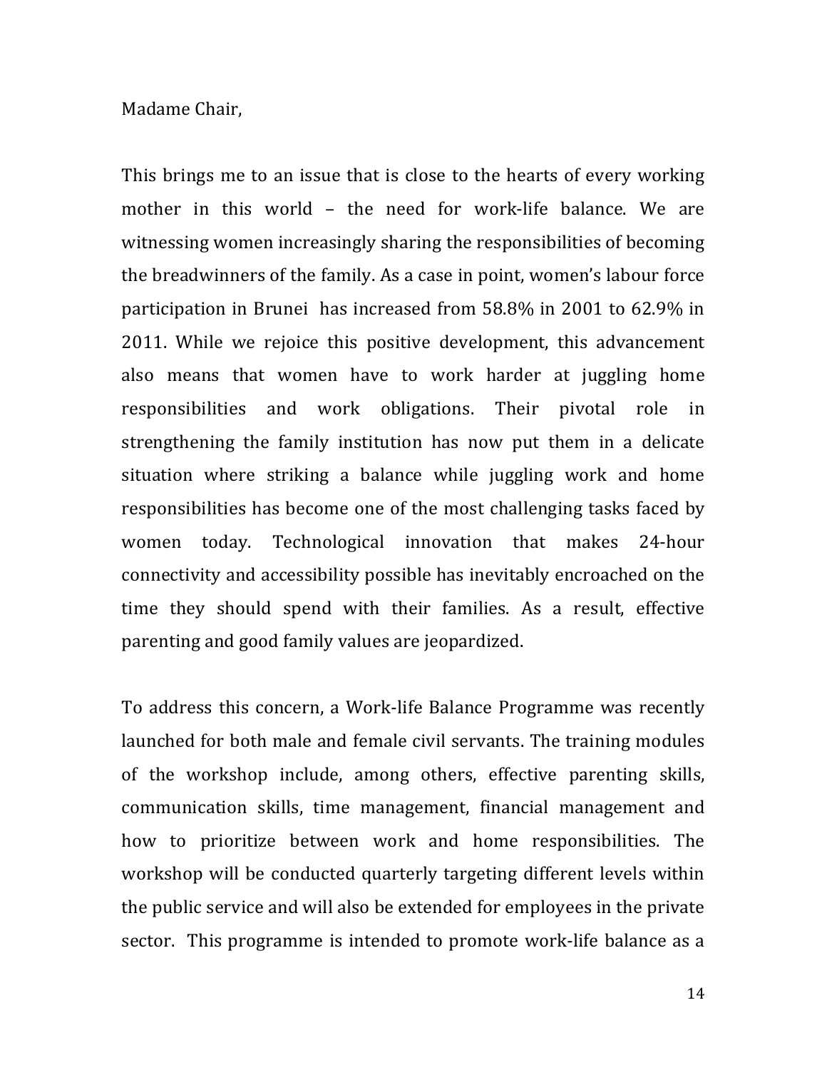Madame Chair,

This brings me to an issue that is close to the hearts of every working mother in this world – the need for work-life balance. We are witnessing women increasingly sharing the responsibilities of becoming the breadwinners of the family. As a case in point, women's labour force participation in Brunei has increased from 58.8% in 2001 to 62.9% in 2011. While we rejoice this positive development, this advancement also means that women have to work harder at juggling home responsibilities and work obligations. Their pivotal role in strengthening the family institution has now put them in a delicate situation where striking a balance while juggling work and home responsibilities has become one of the most challenging tasks faced by women today. Technological innovation that makes 24-hour connectivity and accessibility possible has inevitably encroached on the time they should spend with their families. As a result, effective parenting and good family values are jeopardized.

To address this concern, a Work-life Balance Programme was recently launched for both male and female civil servants. The training modules of the workshop include, among others, effective parenting skills, communication skills, time management, financial management and how to prioritize between work and home responsibilities. The workshop will be conducted quarterly targeting different levels within the public service and will also be extended for employees in the private sector. This programme is intended to promote work-life balance as a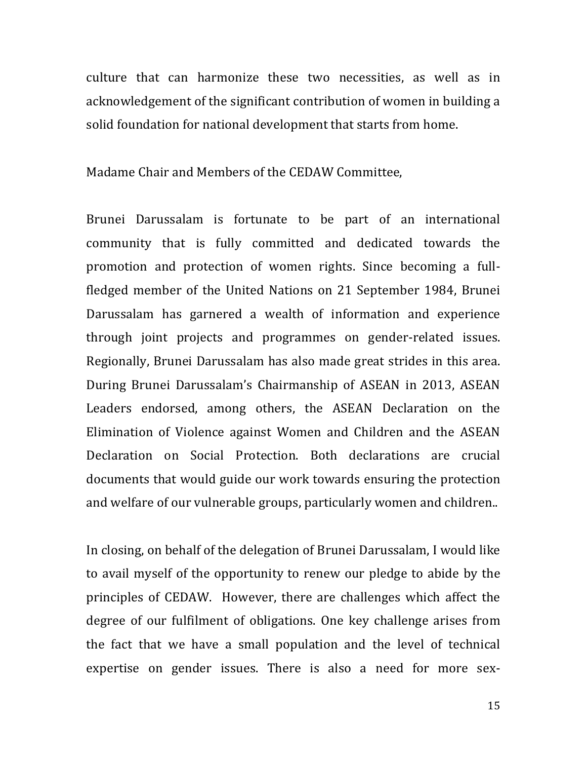culture that can harmonize these two necessities, as well as in acknowledgement of the significant contribution of women in building a solid foundation for national development that starts from home.

Madame Chair and Members of the CEDAW Committee,

Brunei Darussalam is fortunate to be part of an international community that is fully committed and dedicated towards the promotion and protection of women rights. Since becoming a full-fledged member of the United Nations on 21 September 1984, Brunei Darussalam has garnered a wealth of information and experience through joint projects and programmes on gender-related issues. Regionally, Brunei Darussalam has also made great strides in this area. During Brunei Darussalam's Chairmanship of ASEAN in 2013, ASEAN Leaders endorsed, among others, the ASEAN Declaration on the Elimination of Violence against Women and Children and the ASEAN Declaration on Social Protection. Both declarations are crucial documents that would guide our work towards ensuring the protection and welfare of our vulnerable groups, particularly women and children..

In closing, on behalf of the delegation of Brunei Darussalam, I would like to avail myself of the opportunity to renew our pledge to abide by the principles of CEDAW. However, there are challenges which affect the degree of our fulfilment of obligations. One key challenge arises from the fact that we have a small population and the level of technical expertise on gender issues. There is also a need for more sex-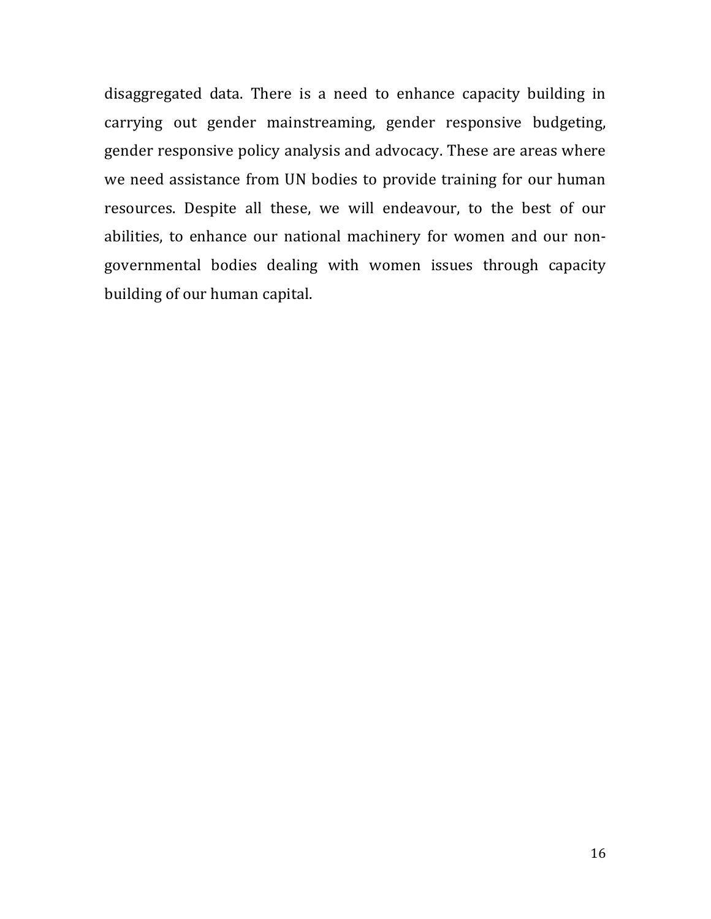disaggregated data. There is a need to enhance capacity building in carrying out gender mainstreaming, gender responsive budgeting, gender responsive policy analysis and advocacy. These are areas where we need assistance from UN bodies to provide training for our human resources. Despite all these, we will endeavour, to the best of our abilities, to enhance our national machinery for women and our non-governmental bodies dealing with women issues through capacity building of our human capital.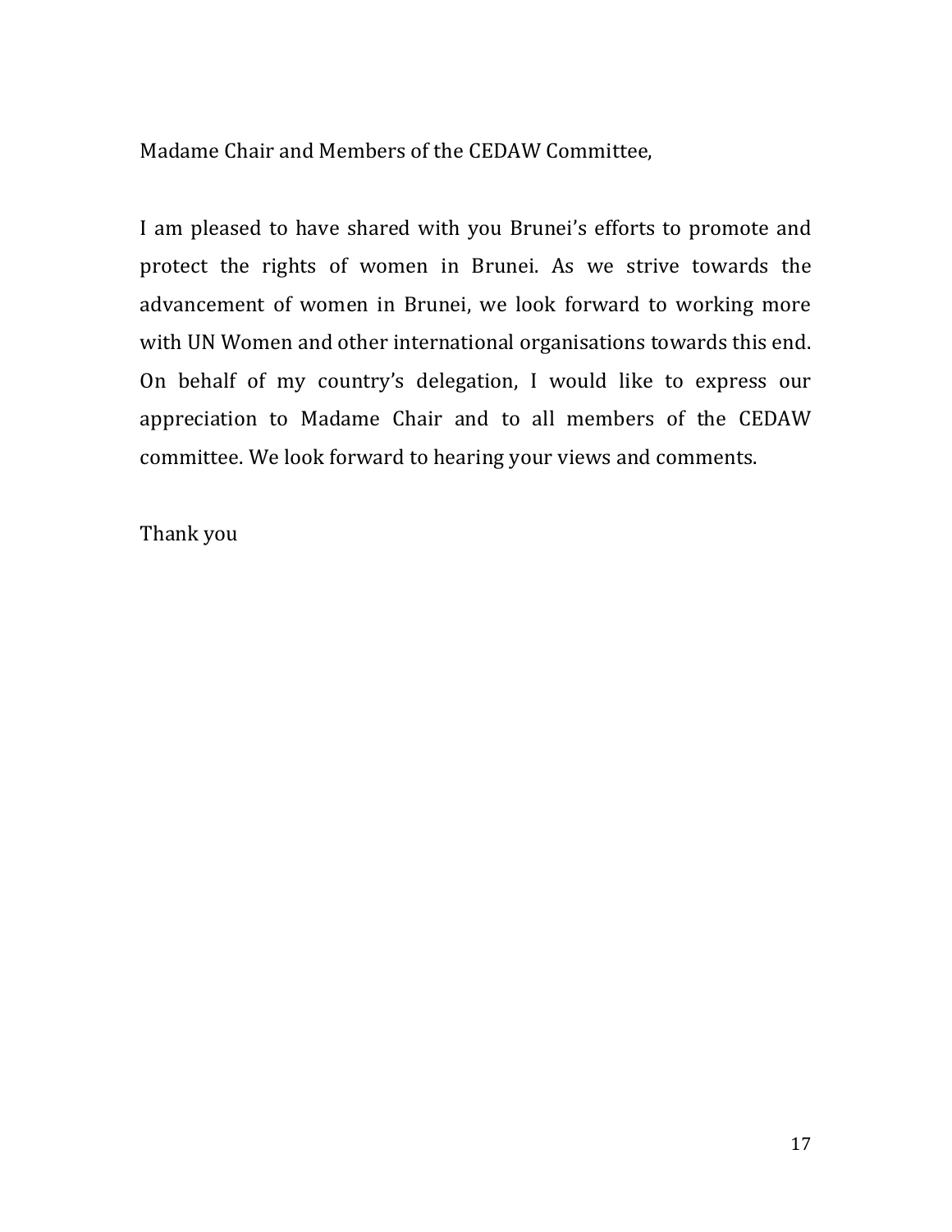Madame Chair and Members of the CEDAW Committee,

I am pleased to have shared with you Brunei's efforts to promote and protect the rights of women in Brunei. As we strive towards the advancement of women in Brunei, we look forward to working more with UN Women and other international organisations towards this end. On behalf of my country's delegation, I would like to express our appreciation to Madame Chair and to all members of the CEDAW committee. We look forward to hearing your views and comments.

Thank you